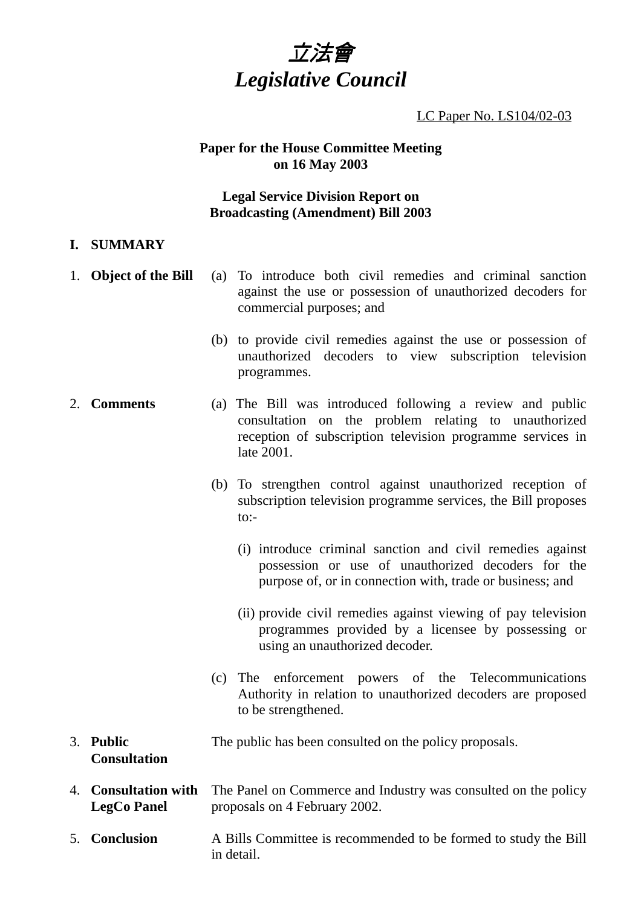# *立法會*
# *Legislative Council*

LC Paper No. LS104/02-03

**Paper for the House Committee Meeting on 16 May 2003**

**Legal Service Division Report on Broadcasting (Amendment) Bill 2003**

## I. SUMMARY

1. **Object of the Bill**

   (a) To introduce both civil remedies and criminal sanction against the use or possession of unauthorized decoders for commercial purposes; and

   (b) to provide civil remedies against the use or possession of unauthorized decoders to view subscription television programmes.

2. **Comments**

   (a) The Bill was introduced following a review and public consultation on the problem relating to unauthorized reception of subscription television programme services in late 2001.

   (b) To strengthen control against unauthorized reception of subscription television programme services, the Bill proposes to:-

   (i) introduce criminal sanction and civil remedies against possession or use of unauthorized decoders for the purpose of, or in connection with, trade or business; and

   (ii) provide civil remedies against viewing of pay television programmes provided by a licensee by possessing or using an unauthorized decoder.

   (c) The enforcement powers of the Telecommunications Authority in relation to unauthorized decoders are proposed to be strengthened.

3. **Public Consultation**

   The public has been consulted on the policy proposals.

4. **Consultation with LegCo Panel**

   The Panel on Commerce and Industry was consulted on the policy proposals on 4 February 2002.

5. **Conclusion**

   A Bills Committee is recommended to be formed to study the Bill in detail.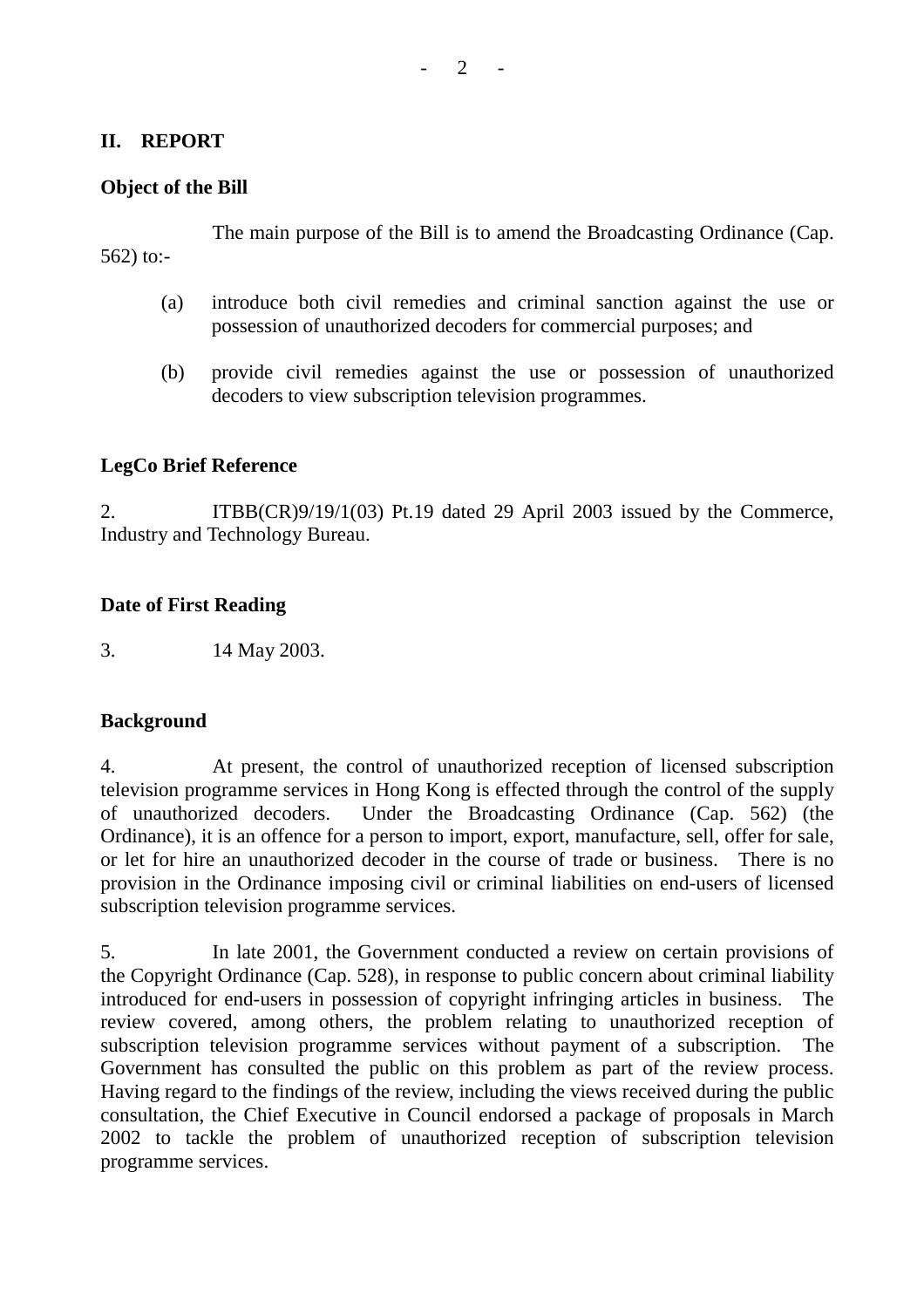## II. REPORT

### Object of the Bill

The main purpose of the Bill is to amend the Broadcasting Ordinance (Cap. 562) to:-

(a) introduce both civil remedies and criminal sanction against the use or possession of unauthorized decoders for commercial purposes; and

(b) provide civil remedies against the use or possession of unauthorized decoders to view subscription television programmes.

### LegCo Brief Reference

2. ITBB(CR)9/19/1(03) Pt.19 dated 29 April 2003 issued by the Commerce, Industry and Technology Bureau.

### Date of First Reading

3. 14 May 2003.

### Background

4. At present, the control of unauthorized reception of licensed subscription television programme services in Hong Kong is effected through the control of the supply of unauthorized decoders. Under the Broadcasting Ordinance (Cap. 562) (the Ordinance), it is an offence for a person to import, export, manufacture, sell, offer for sale, or let for hire an unauthorized decoder in the course of trade or business. There is no provision in the Ordinance imposing civil or criminal liabilities on end-users of licensed subscription television programme services.

5. In late 2001, the Government conducted a review on certain provisions of the Copyright Ordinance (Cap. 528), in response to public concern about criminal liability introduced for end-users in possession of copyright infringing articles in business. The review covered, among others, the problem relating to unauthorized reception of subscription television programme services without payment of a subscription. The Government has consulted the public on this problem as part of the review process. Having regard to the findings of the review, including the views received during the public consultation, the Chief Executive in Council endorsed a package of proposals in March 2002 to tackle the problem of unauthorized reception of subscription television programme services.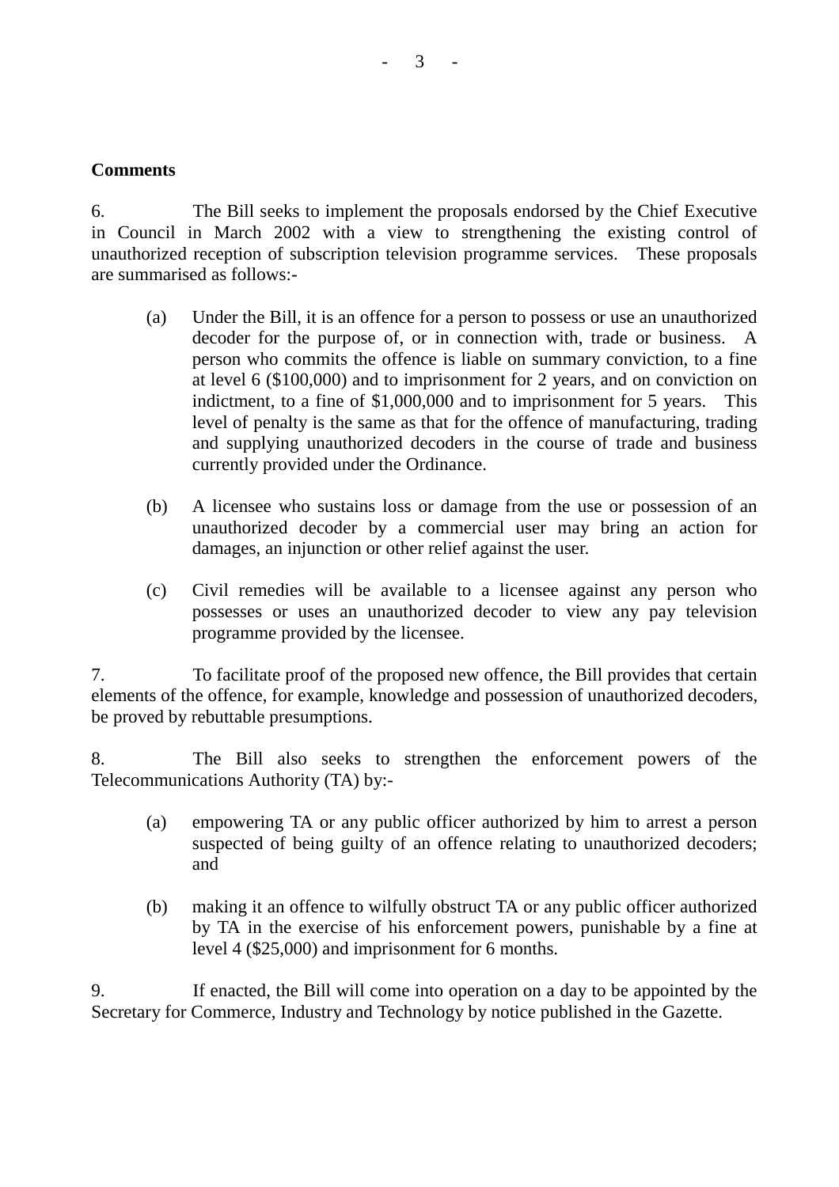**Comments**

6. The Bill seeks to implement the proposals endorsed by the Chief Executive in Council in March 2002 with a view to strengthening the existing control of unauthorized reception of subscription television programme services. These proposals are summarised as follows:-

(a) Under the Bill, it is an offence for a person to possess or use an unauthorized decoder for the purpose of, or in connection with, trade or business. A person who commits the offence is liable on summary conviction, to a fine at level 6 ($100,000) and to imprisonment for 2 years, and on conviction on indictment, to a fine of $1,000,000 and to imprisonment for 5 years. This level of penalty is the same as that for the offence of manufacturing, trading and supplying unauthorized decoders in the course of trade and business currently provided under the Ordinance.

(b) A licensee who sustains loss or damage from the use or possession of an unauthorized decoder by a commercial user may bring an action for damages, an injunction or other relief against the user.

(c) Civil remedies will be available to a licensee against any person who possesses or uses an unauthorized decoder to view any pay television programme provided by the licensee.

7. To facilitate proof of the proposed new offence, the Bill provides that certain elements of the offence, for example, knowledge and possession of unauthorized decoders, be proved by rebuttable presumptions.

8. The Bill also seeks to strengthen the enforcement powers of the Telecommunications Authority (TA) by:-

(a) empowering TA or any public officer authorized by him to arrest a person suspected of being guilty of an offence relating to unauthorized decoders; and

(b) making it an offence to wilfully obstruct TA or any public officer authorized by TA in the exercise of his enforcement powers, punishable by a fine at level 4 ($25,000) and imprisonment for 6 months.

9. If enacted, the Bill will come into operation on a day to be appointed by the Secretary for Commerce, Industry and Technology by notice published in the Gazette.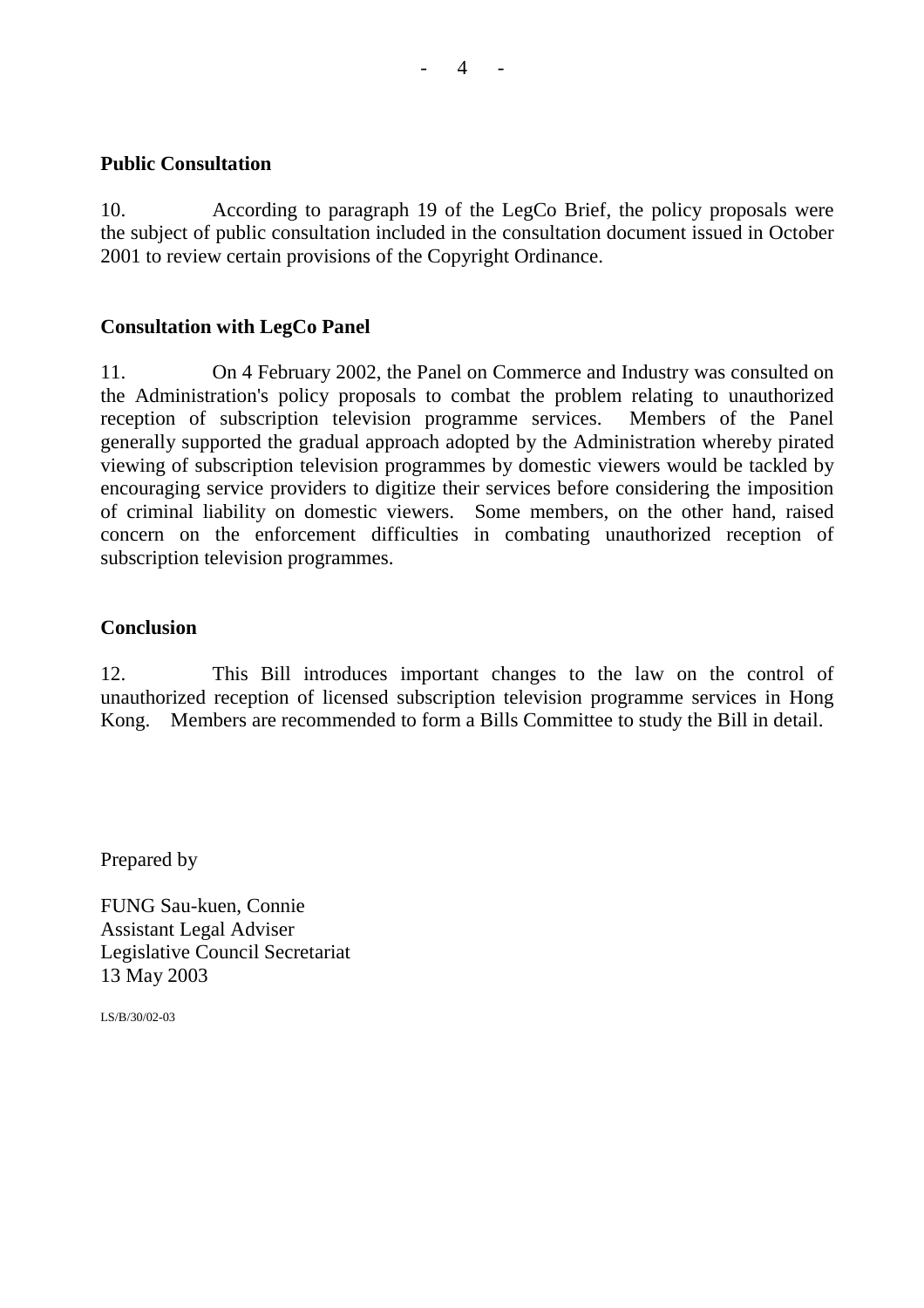**Public Consultation**

10. According to paragraph 19 of the LegCo Brief, the policy proposals were the subject of public consultation included in the consultation document issued in October 2001 to review certain provisions of the Copyright Ordinance.

**Consultation with LegCo Panel**

11. On 4 February 2002, the Panel on Commerce and Industry was consulted on the Administration's policy proposals to combat the problem relating to unauthorized reception of subscription television programme services. Members of the Panel generally supported the gradual approach adopted by the Administration whereby pirated viewing of subscription television programmes by domestic viewers would be tackled by encouraging service providers to digitize their services before considering the imposition of criminal liability on domestic viewers. Some members, on the other hand, raised concern on the enforcement difficulties in combating unauthorized reception of subscription television programmes.

**Conclusion**

12. This Bill introduces important changes to the law on the control of unauthorized reception of licensed subscription television programme services in Hong Kong. Members are recommended to form a Bills Committee to study the Bill in detail.

Prepared by

FUNG Sau-kuen, Connie
Assistant Legal Adviser
Legislative Council Secretariat
13 May 2003

LS/B/30/02-03